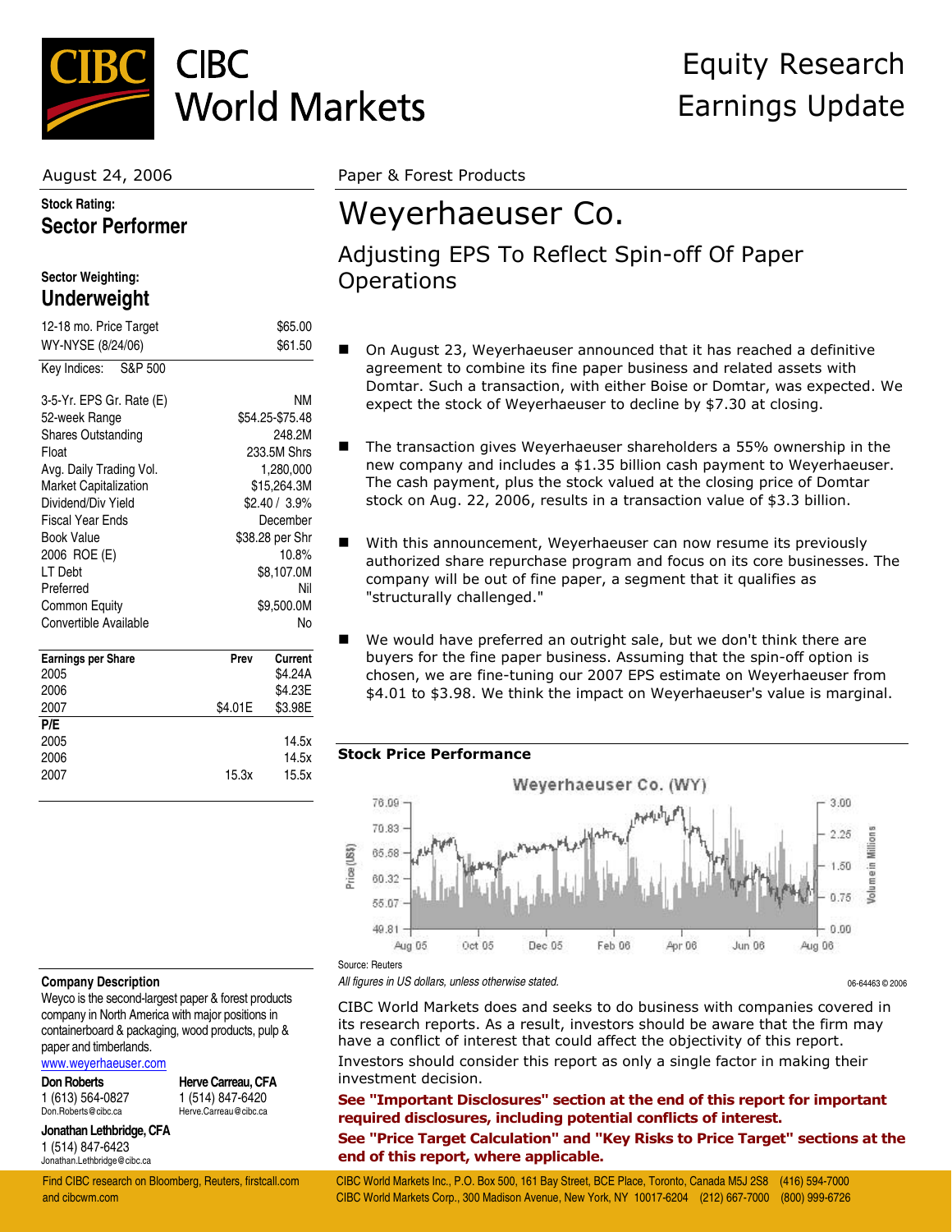# CIBC World Markets

Equity Research
Earnings Update

August 24, 2006

Paper & Forest Products

**Stock Rating:**
**Sector Performer**

**Sector Weighting:**
**Underweight**

| | |
|---|---|
| 12-18 mo. Price Target | $65.00 |
| WY-NYSE (8/24/06) | $61.50 |
| Key Indices: S&P 500 | |

| | |
|---|---|
| 3-5-Yr. EPS Gr. Rate (E) | NM |
| 52-week Range | $54.25-$75.48 |
| Shares Outstanding | 248.2M |
| Float | 233.5M Shrs |
| Avg. Daily Trading Vol. | 1,280,000 |
| Market Capitalization | $15,264.3M |
| Dividend/Div Yield | $2.40 / 3.9% |
| Fiscal Year Ends | December |
| Book Value | $38.28 per Shr |
| 2006 ROE (E) | 10.8% |
| LT Debt | $8,107.0M |
| Preferred | Nil |
| Common Equity | $9,500.0M |
| Convertible Available | No |

| Earnings per Share | Prev | Current |
|---|---|---|
| 2005 | | $4.24A |
| 2006 | | $4.23E |
| 2007 | $4.01E | $3.98E |
| **P/E** | | |
| 2005 | | 14.5x |
| 2006 | | 14.5x |
| 2007 | 15.3x | 15.5x |

# Weyerhaeuser Co.

## Adjusting EPS To Reflect Spin-off Of Paper Operations

- On August 23, Weyerhaeuser announced that it has reached a definitive agreement to combine its fine paper business and related assets with Domtar. Such a transaction, with either Boise or Domtar, was expected. We expect the stock of Weyerhaeuser to decline by $7.30 at closing.
- The transaction gives Weyerhaeuser shareholders a 55% ownership in the new company and includes a $1.35 billion cash payment to Weyerhaeuser. The cash payment, plus the stock valued at the closing price of Domtar stock on Aug. 22, 2006, results in a transaction value of $3.3 billion.
- With this announcement, Weyerhaeuser can now resume its previously authorized share repurchase program and focus on its core businesses. The company will be out of fine paper, a segment that it qualifies as "structurally challenged."
- We would have preferred an outright sale, but we don't think there are buyers for the fine paper business. Assuming that the spin-off option is chosen, we are fine-tuning our 2007 EPS estimate on Weyerhaeuser from $4.01 to $3.98. We think the impact on Weyerhaeuser's value is marginal.

### Stock Price Performance

Source: Reuters

*All figures in US dollars, unless otherwise stated.*

06-64463 © 2006

**Company Description**

Weyco is the second-largest paper & forest products company in North America with major positions in containerboard & packaging, wood products, pulp & paper and timberlands.

www.weyerhaeuser.com

**Don Roberts**
1 (613) 564-0827
Don.Roberts@cibc.ca

**Herve Carreau, CFA**
1 (514) 847-6420
Herve.Carreau@cibc.ca

**Jonathan Lethbridge, CFA**
1 (514) 847-6423
Jonathan.Lethbridge@cibc.ca

CIBC World Markets does and seeks to do business with companies covered in its research reports. As a result, investors should be aware that the firm may have a conflict of interest that could affect the objectivity of this report. Investors should consider this report as only a single factor in making their investment decision.

**See "Important Disclosures" section at the end of this report for important required disclosures, including potential conflicts of interest.**

**See "Price Target Calculation" and "Key Risks to Price Target" sections at the end of this report, where applicable.**

Find CIBC research on Bloomberg, Reuters, firstcall.com and cibcwm.com

CIBC World Markets Inc., P.O. Box 500, 161 Bay Street, BCE Place, Toronto, Canada M5J 2S8 (416) 594-7000
CIBC World Markets Corp., 300 Madison Avenue, New York, NY 10017-6204 (212) 667-7000 (800) 999-6726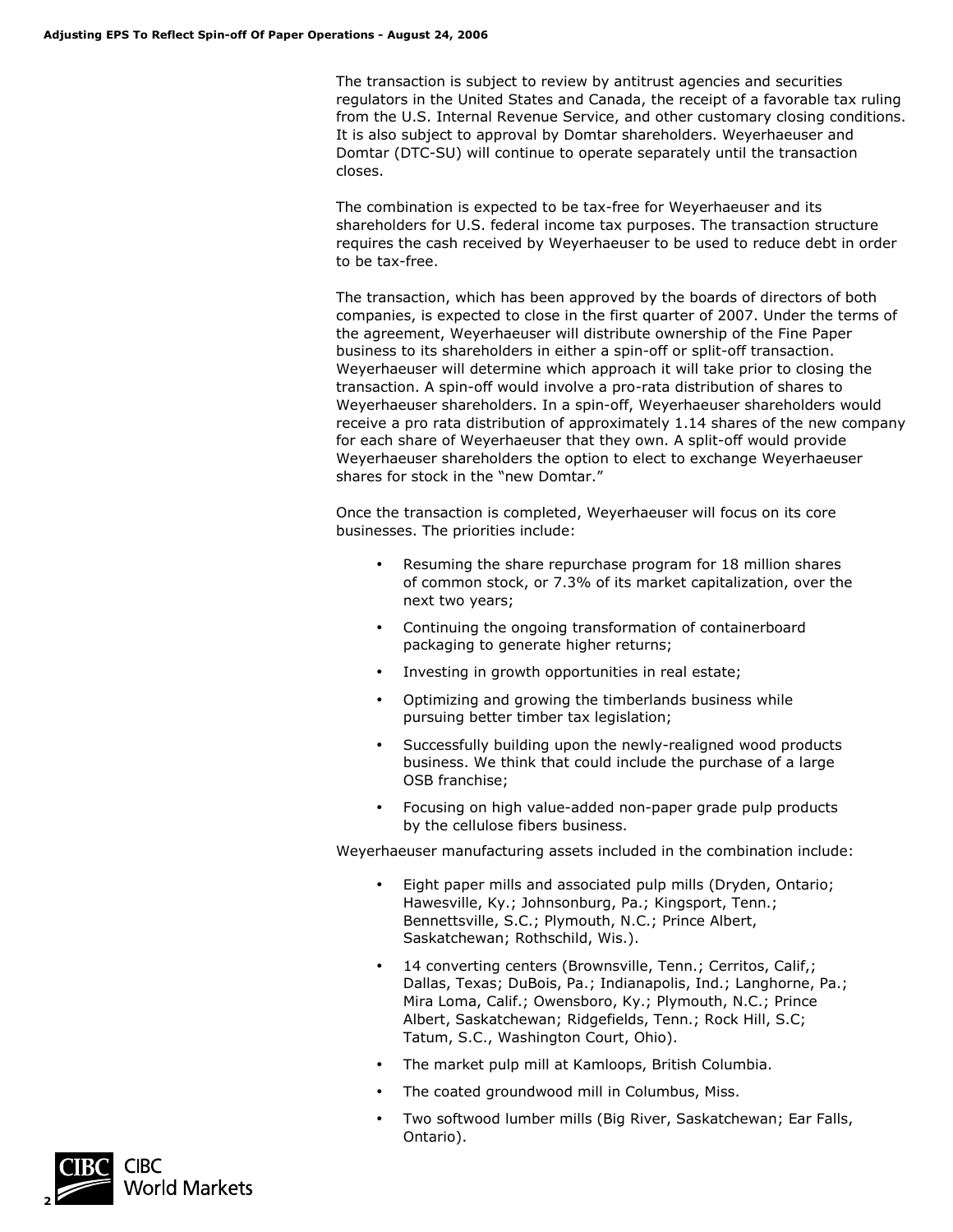The transaction is subject to review by antitrust agencies and securities regulators in the United States and Canada, the receipt of a favorable tax ruling from the U.S. Internal Revenue Service, and other customary closing conditions. It is also subject to approval by Domtar shareholders. Weyerhaeuser and Domtar (DTC-SU) will continue to operate separately until the transaction closes.

The combination is expected to be tax-free for Weyerhaeuser and its shareholders for U.S. federal income tax purposes. The transaction structure requires the cash received by Weyerhaeuser to be used to reduce debt in order to be tax-free.

The transaction, which has been approved by the boards of directors of both companies, is expected to close in the first quarter of 2007. Under the terms of the agreement, Weyerhaeuser will distribute ownership of the Fine Paper business to its shareholders in either a spin-off or split-off transaction. Weyerhaeuser will determine which approach it will take prior to closing the transaction. A spin-off would involve a pro-rata distribution of shares to Weyerhaeuser shareholders. In a spin-off, Weyerhaeuser shareholders would receive a pro rata distribution of approximately 1.14 shares of the new company for each share of Weyerhaeuser that they own. A split-off would provide Weyerhaeuser shareholders the option to elect to exchange Weyerhaeuser shares for stock in the "new Domtar."

Once the transaction is completed, Weyerhaeuser will focus on its core businesses. The priorities include:

- Resuming the share repurchase program for 18 million shares of common stock, or 7.3% of its market capitalization, over the next two years;
- Continuing the ongoing transformation of containerboard packaging to generate higher returns;
- Investing in growth opportunities in real estate;
- Optimizing and growing the timberlands business while pursuing better timber tax legislation;
- Successfully building upon the newly-realigned wood products business. We think that could include the purchase of a large OSB franchise;
- Focusing on high value-added non-paper grade pulp products by the cellulose fibers business.

Weyerhaeuser manufacturing assets included in the combination include:

- Eight paper mills and associated pulp mills (Dryden, Ontario; Hawesville, Ky.; Johnsonburg, Pa.; Kingsport, Tenn.; Bennettsville, S.C.; Plymouth, N.C.; Prince Albert, Saskatchewan; Rothschild, Wis.).
- 14 converting centers (Brownsville, Tenn.; Cerritos, Calif,; Dallas, Texas; DuBois, Pa.; Indianapolis, Ind.; Langhorne, Pa.; Mira Loma, Calif.; Owensboro, Ky.; Plymouth, N.C.; Prince Albert, Saskatchewan; Ridgefields, Tenn.; Rock Hill, S.C; Tatum, S.C., Washington Court, Ohio).
- The market pulp mill at Kamloops, British Columbia.
- The coated groundwood mill in Columbus, Miss.
- Two softwood lumber mills (Big River, Saskatchewan; Ear Falls, Ontario).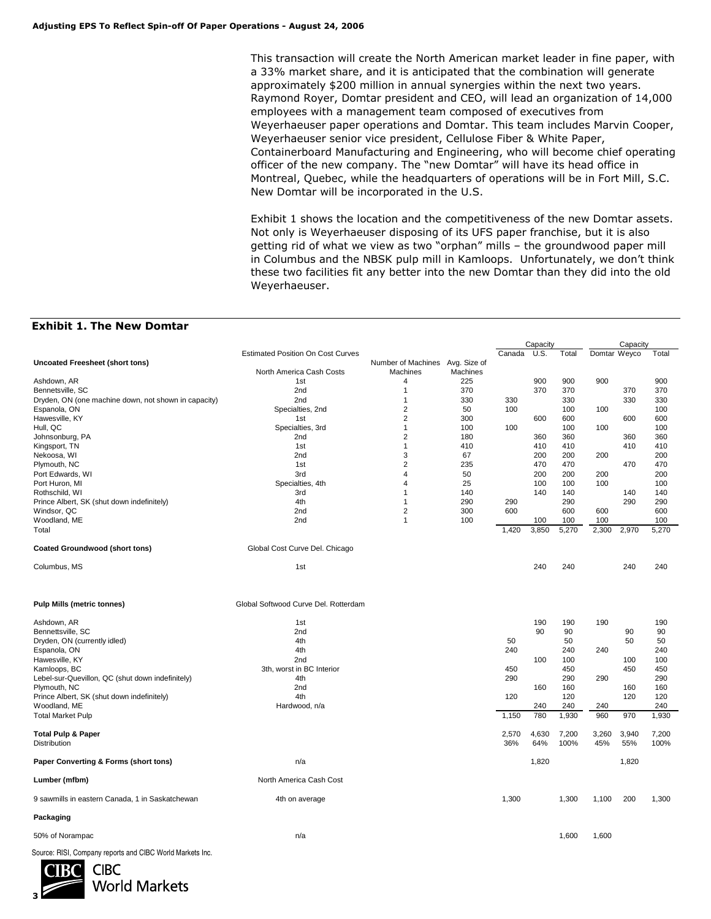This transaction will create the North American market leader in fine paper, with a 33% market share, and it is anticipated that the combination will generate approximately $200 million in annual synergies within the next two years. Raymond Royer, Domtar president and CEO, will lead an organization of 14,000 employees with a management team composed of executives from Weyerhaeuser paper operations and Domtar. This team includes Marvin Cooper, Weyerhaeuser senior vice president, Cellulose Fiber & White Paper, Containerboard Manufacturing and Engineering, who will become chief operating officer of the new company. The "new Domtar" will have its head office in Montreal, Quebec, while the headquarters of operations will be in Fort Mill, S.C. New Domtar will be incorporated in the U.S.

Exhibit 1 shows the location and the competitiveness of the new Domtar assets. Not only is Weyerhaeuser disposing of its UFS paper franchise, but it is also getting rid of what we view as two "orphan" mills – the groundwood paper mill in Columbus and the NBSK pulp mill in Kamloops. Unfortunately, we don't think these two facilities fit any better into the new Domtar than they did into the old Weyerhaeuser.

## Exhibit 1. The New Domtar

| | Estimated Position On Cost Curves | Number of Machines | Avg. Size of Machines | Capacity | | | Capacity | | |
|---|---|---|---|---|---|---|---|---|---|
| | | | | Canada | U.S. | Total | Domtar | Weyco | Total |
| **Uncoated Freesheet (short tons)** | North America Cash Costs | Machines | Machines | | | | | | |
| Ashdown, AR | 1st | 4 | 225 | | 900 | 900 | 900 | | 900 |
| Bennetsville, SC | 2nd | 1 | 370 | | 370 | 370 | | 370 | 370 |
| Dryden, ON (one machine down, not shown in capacity) | 2nd | 1 | 330 | 330 | | 330 | | 330 | 330 |
| Espanola, ON | Specialties, 2nd | 2 | 50 | 100 | | 100 | 100 | | 100 |
| Hawesville, KY | 1st | 2 | 300 | | 600 | 600 | | 600 | 600 |
| Hull, QC | Specialties, 3rd | 1 | 100 | 100 | | 100 | 100 | | 100 |
| Johnsonburg, PA | 2nd | 2 | 180 | | 360 | 360 | | 360 | 360 |
| Kingsport, TN | 1st | 1 | 410 | | 410 | 410 | | 410 | 410 |
| Nekoosa, WI | 2nd | 3 | 67 | | 200 | 200 | 200 | | 200 |
| Plymouth, NC | 1st | 2 | 235 | | 470 | 470 | | 470 | 470 |
| Port Edwards, WI | 3rd | 4 | 50 | | 200 | 200 | 200 | | 200 |
| Port Huron, MI | Specialties, 4th | 4 | 25 | | 100 | 100 | 100 | | 100 |
| Rothschild, WI | 3rd | 1 | 140 | | 140 | 140 | | 140 | 140 |
| Prince Albert, SK (shut down indefinitely) | 4th | 1 | 290 | 290 | | 290 | | 290 | 290 |
| Windsor, QC | 2nd | 2 | 300 | 600 | | 600 | 600 | | 600 |
| Woodland, ME | 2nd | 1 | 100 | | 100 | 100 | 100 | | 100 |
| Total | | | | 1,420 | 3,850 | 5,270 | 2,300 | 2,970 | 5,270 |
| **Coated Groundwood (short tons)** | Global Cost Curve Del. Chicago | | | | | | | | |
| Columbus, MS | 1st | | | | 240 | 240 | | 240 | 240 |
| **Pulp Mills (metric tonnes)** | Global Softwood Curve Del. Rotterdam | | | | | | | | |
| Ashdown, AR | 1st | | | | 190 | 190 | 190 | | 190 |
| Bennettsville, SC | 2nd | | | | 90 | 90 | | 90 | 90 |
| Dryden, ON (currently idled) | 4th | | | 50 | | 50 | | 50 | 50 |
| Espanola, ON | 4th | | | 240 | | 240 | 240 | | 240 |
| Hawesville, KY | 2nd | | | | 100 | 100 | | 100 | 100 |
| Kamloops, BC | 3th, worst in BC Interior | | | 450 | | 450 | | 450 | 450 |
| Lebel-sur-Quevillon, QC (shut down indefinitely) | 4th | | | 290 | | 290 | 290 | | 290 |
| Plymouth, NC | 2nd | | | | 160 | 160 | | 160 | 160 |
| Prince Albert, SK (shut down indefinitely) | 4th | | | 120 | | 120 | | 120 | 120 |
| Woodland, ME | Hardwood, n/a | | | | 240 | 240 | 240 | | 240 |
| Total Market Pulp | | | | 1,150 | 780 | 1,930 | 960 | 970 | 1,930 |
| **Total Pulp & Paper** | | | | 2,570 | 4,630 | 7,200 | 3,260 | 3,940 | 7,200 |
| Distribution | | | | 36% | 64% | 100% | 45% | 55% | 100% |
| **Paper Converting & Forms (short tons)** | n/a | | | | 1,820 | | | 1,820 | |
| **Lumber (mfbm)** | North America Cash Cost | | | | | | | | |
| 9 sawmills in eastern Canada, 1 in Saskatchewan | 4th on average | | | 1,300 | | 1,300 | 1,100 | 200 | 1,300 |
| **Packaging** | | | | | | | | | |
| 50% of Norampac | n/a | | | | | 1,600 | 1,600 | | |

Source: RISI, Company reports and CIBC World Markets Inc.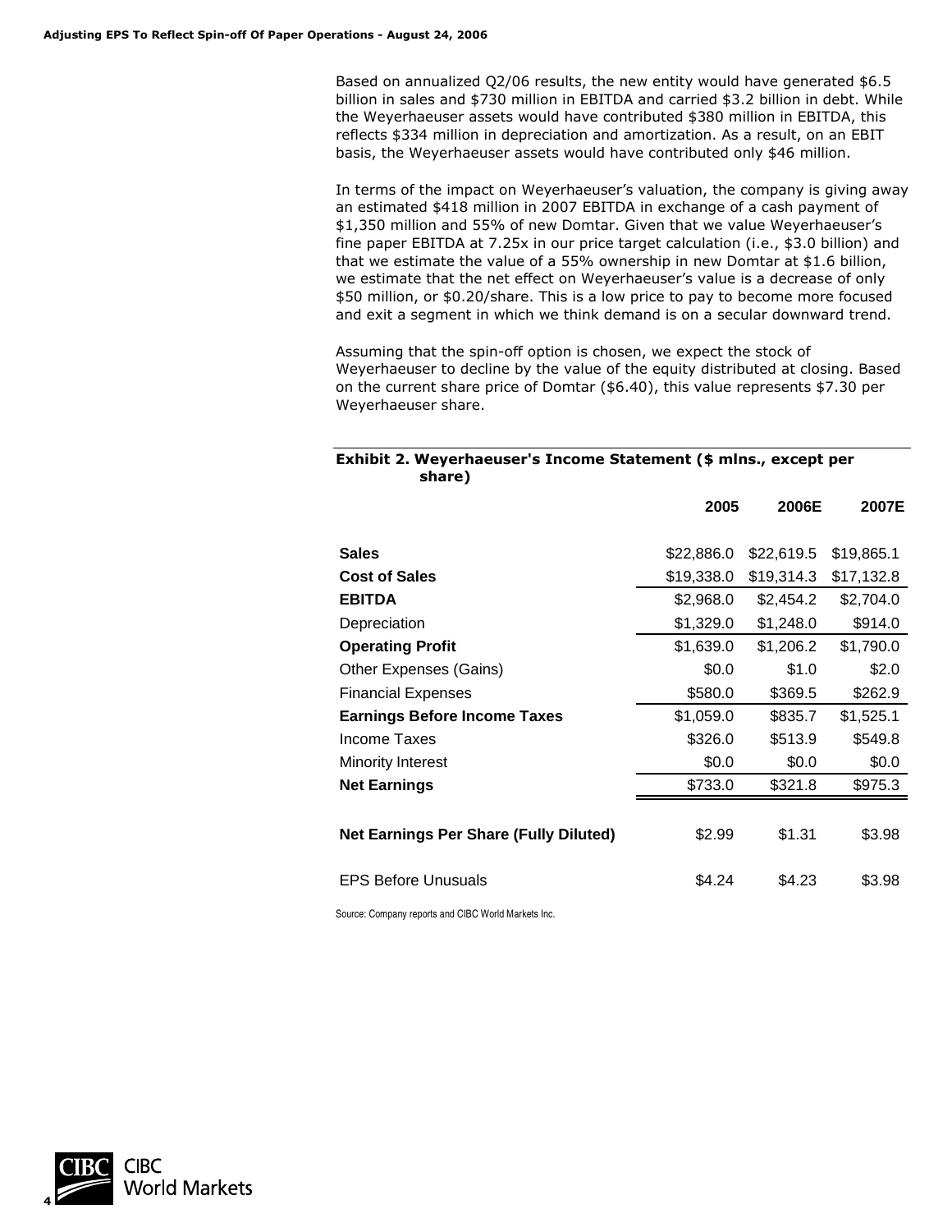Based on annualized Q2/06 results, the new entity would have generated $6.5 billion in sales and $730 million in EBITDA and carried $3.2 billion in debt. While the Weyerhaeuser assets would have contributed $380 million in EBITDA, this reflects $334 million in depreciation and amortization. As a result, on an EBIT basis, the Weyerhaeuser assets would have contributed only $46 million.

In terms of the impact on Weyerhaeuser's valuation, the company is giving away an estimated $418 million in 2007 EBITDA in exchange of a cash payment of $1,350 million and 55% of new Domtar. Given that we value Weyerhaeuser's fine paper EBITDA at 7.25x in our price target calculation (i.e., $3.0 billion) and that we estimate the value of a 55% ownership in new Domtar at $1.6 billion, we estimate that the net effect on Weyerhaeuser's value is a decrease of only $50 million, or $0.20/share. This is a low price to pay to become more focused and exit a segment in which we think demand is on a secular downward trend.

Assuming that the spin-off option is chosen, we expect the stock of Weyerhaeuser to decline by the value of the equity distributed at closing. Based on the current share price of Domtar ($6.40), this value represents $7.30 per Weyerhaeuser share.

**Exhibit 2. Weyerhaeuser's Income Statement ($ mlns., except per share)**

| | 2005 | 2006E | 2007E |
|---|---|---|---|
| **Sales** | $22,886.0 | $22,619.5 | $19,865.1 |
| **Cost of Sales** | $19,338.0 | $19,314.3 | $17,132.8 |
| **EBITDA** | $2,968.0 | $2,454.2 | $2,704.0 |
| Depreciation | $1,329.0 | $1,248.0 | $914.0 |
| **Operating Profit** | $1,639.0 | $1,206.2 | $1,790.0 |
| Other Expenses (Gains) | $0.0 | $1.0 | $2.0 |
| Financial Expenses | $580.0 | $369.5 | $262.9 |
| **Earnings Before Income Taxes** | $1,059.0 | $835.7 | $1,525.1 |
| Income Taxes | $326.0 | $513.9 | $549.8 |
| Minority Interest | $0.0 | $0.0 | $0.0 |
| **Net Earnings** | $733.0 | $321.8 | $975.3 |
| **Net Earnings Per Share (Fully Diluted)** | $2.99 | $1.31 | $3.98 |
| EPS Before Unusuals | $4.24 | $4.23 | $3.98 |

Source: Company reports and CIBC World Markets Inc.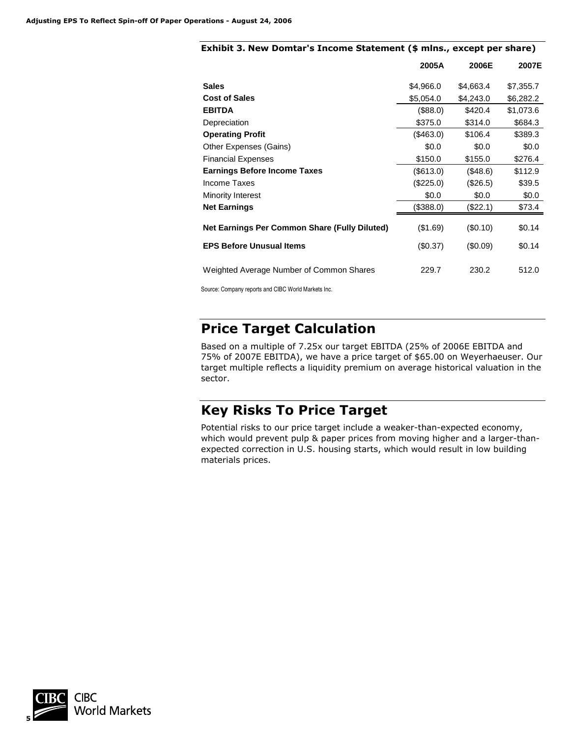**Exhibit 3. New Domtar's Income Statement ($ mlns., except per share)**

| | 2005A | 2006E | 2007E |
|---|---|---|---|
| **Sales** | $4,966.0 | $4,663.4 | $7,355.7 |
| **Cost of Sales** | $5,054.0 | $4,243.0 | $6,282.2 |
| **EBITDA** | ($88.0) | $420.4 | $1,073.6 |
| Depreciation | $375.0 | $314.0 | $684.3 |
| **Operating Profit** | ($463.0) | $106.4 | $389.3 |
| Other Expenses (Gains) | $0.0 | $0.0 | $0.0 |
| Financial Expenses | $150.0 | $155.0 | $276.4 |
| **Earnings Before Income Taxes** | ($613.0) | ($48.6) | $112.9 |
| Income Taxes | ($225.0) | ($26.5) | $39.5 |
| Minority Interest | $0.0 | $0.0 | $0.0 |
| **Net Earnings** | ($388.0) | ($22.1) | $73.4 |
| **Net Earnings Per Common Share (Fully Diluted)** | ($1.69) | ($0.10) | $0.14 |
| **EPS Before Unusual Items** | ($0.37) | ($0.09) | $0.14 |
| Weighted Average Number of Common Shares | 229.7 | 230.2 | 512.0 |

Source: Company reports and CIBC World Markets Inc.

## Price Target Calculation

Based on a multiple of 7.25x our target EBITDA (25% of 2006E EBITDA and 75% of 2007E EBITDA), we have a price target of $65.00 on Weyerhaeuser. Our target multiple reflects a liquidity premium on average historical valuation in the sector.

## Key Risks To Price Target

Potential risks to our price target include a weaker-than-expected economy, which would prevent pulp & paper prices from moving higher and a larger-than-expected correction in U.S. housing starts, which would result in low building materials prices.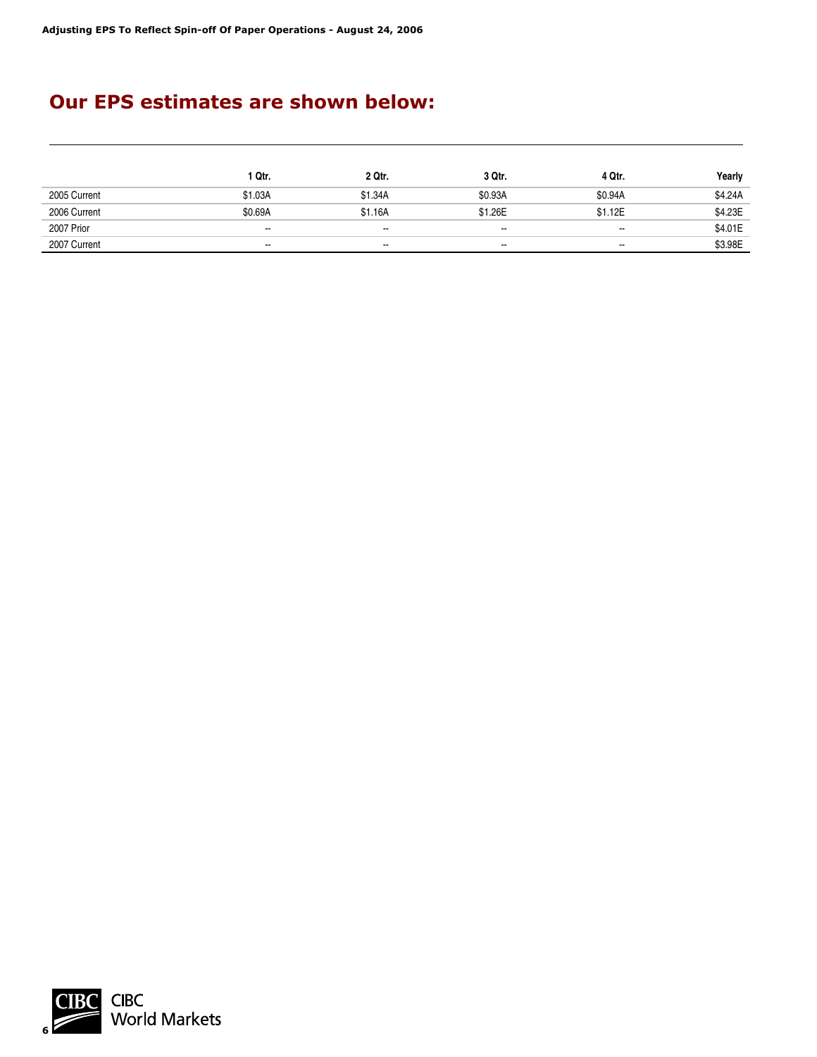## Our EPS estimates are shown below:

| | 1 Qtr. | 2 Qtr. | 3 Qtr. | 4 Qtr. | Yearly |
|---|---|---|---|---|---|
| 2005 Current | $1.03A | $1.34A | $0.93A | $0.94A | $4.24A |
| 2006 Current | $0.69A | $1.16A | $1.26E | $1.12E | $4.23E |
| 2007 Prior | -- | -- | -- | -- | $4.01E |
| 2007 Current | -- | -- | -- | -- | $3.98E |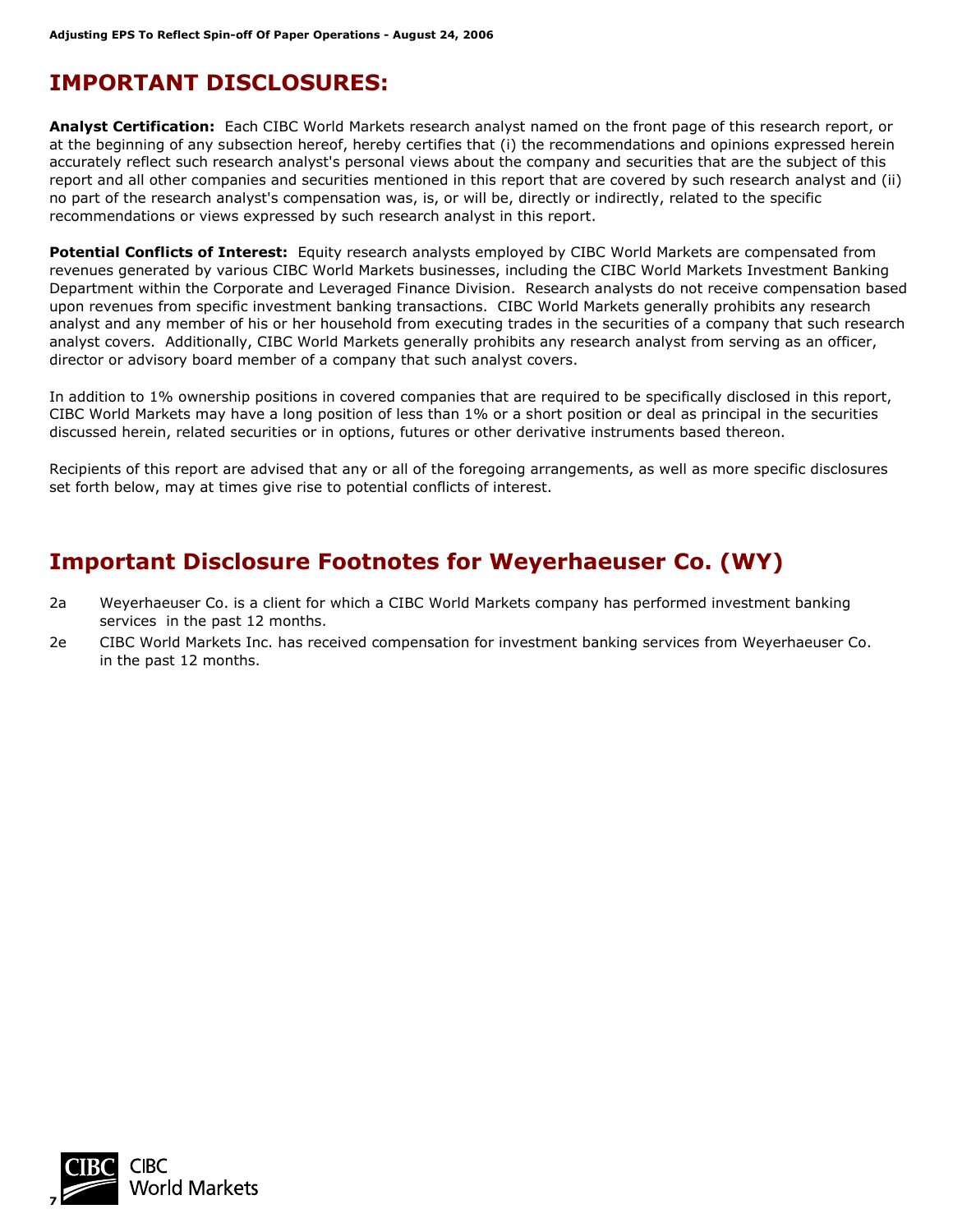# IMPORTANT DISCLOSURES:

**Analyst Certification:** Each CIBC World Markets research analyst named on the front page of this research report, or at the beginning of any subsection hereof, hereby certifies that (i) the recommendations and opinions expressed herein accurately reflect such research analyst's personal views about the company and securities that are the subject of this report and all other companies and securities mentioned in this report that are covered by such research analyst and (ii) no part of the research analyst's compensation was, is, or will be, directly or indirectly, related to the specific recommendations or views expressed by such research analyst in this report.

**Potential Conflicts of Interest:** Equity research analysts employed by CIBC World Markets are compensated from revenues generated by various CIBC World Markets businesses, including the CIBC World Markets Investment Banking Department within the Corporate and Leveraged Finance Division. Research analysts do not receive compensation based upon revenues from specific investment banking transactions. CIBC World Markets generally prohibits any research analyst and any member of his or her household from executing trades in the securities of a company that such research analyst covers. Additionally, CIBC World Markets generally prohibits any research analyst from serving as an officer, director or advisory board member of a company that such analyst covers.

In addition to 1% ownership positions in covered companies that are required to be specifically disclosed in this report, CIBC World Markets may have a long position of less than 1% or a short position or deal as principal in the securities discussed herein, related securities or in options, futures or other derivative instruments based thereon.

Recipients of this report are advised that any or all of the foregoing arrangements, as well as more specific disclosures set forth below, may at times give rise to potential conflicts of interest.

## Important Disclosure Footnotes for Weyerhaeuser Co. (WY)

2a Weyerhaeuser Co. is a client for which a CIBC World Markets company has performed investment banking services in the past 12 months.

2e CIBC World Markets Inc. has received compensation for investment banking services from Weyerhaeuser Co. in the past 12 months.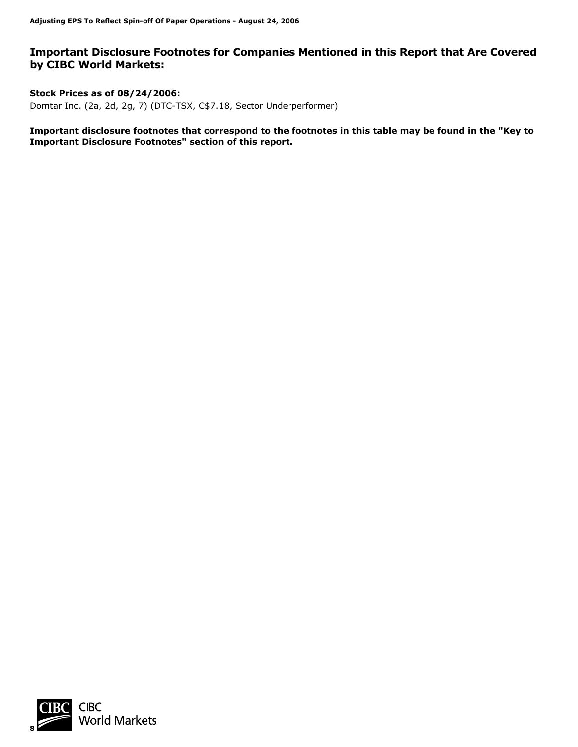## Important Disclosure Footnotes for Companies Mentioned in this Report that Are Covered by CIBC World Markets:

**Stock Prices as of 08/24/2006:**

Domtar Inc. (2a, 2d, 2g, 7) (DTC-TSX, C$7.18, Sector Underperformer)

**Important disclosure footnotes that correspond to the footnotes in this table may be found in the "Key to Important Disclosure Footnotes" section of this report.**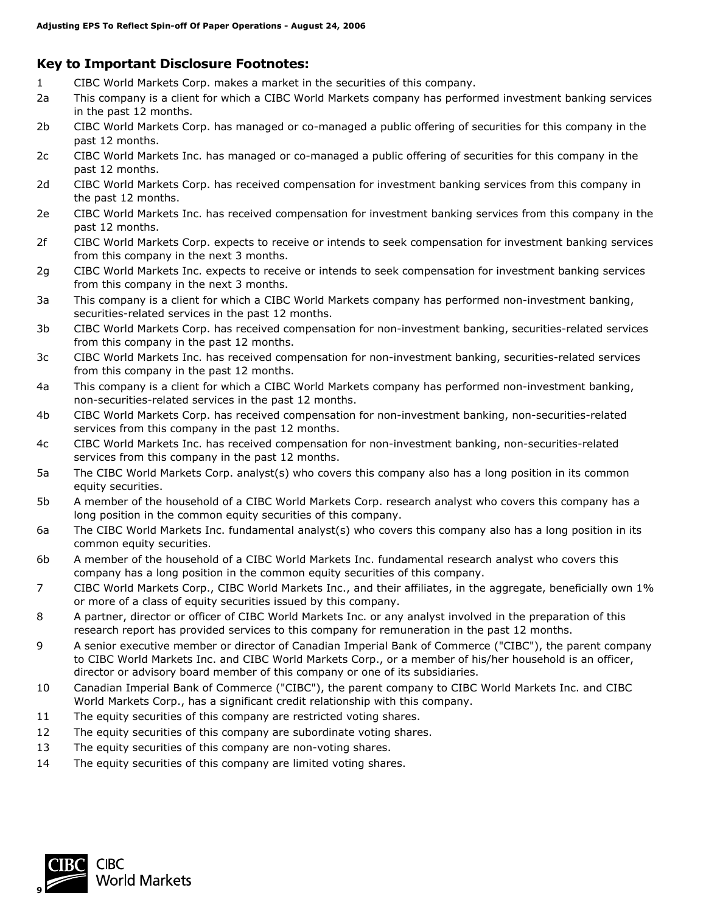## Key to Important Disclosure Footnotes:

| | |
|---|---|
| 1 | CIBC World Markets Corp. makes a market in the securities of this company. |
| 2a | This company is a client for which a CIBC World Markets company has performed investment banking services in the past 12 months. |
| 2b | CIBC World Markets Corp. has managed or co-managed a public offering of securities for this company in the past 12 months. |
| 2c | CIBC World Markets Inc. has managed or co-managed a public offering of securities for this company in the past 12 months. |
| 2d | CIBC World Markets Corp. has received compensation for investment banking services from this company in the past 12 months. |
| 2e | CIBC World Markets Inc. has received compensation for investment banking services from this company in the past 12 months. |
| 2f | CIBC World Markets Corp. expects to receive or intends to seek compensation for investment banking services from this company in the next 3 months. |
| 2g | CIBC World Markets Inc. expects to receive or intends to seek compensation for investment banking services from this company in the next 3 months. |
| 3a | This company is a client for which a CIBC World Markets company has performed non-investment banking, securities-related services in the past 12 months. |
| 3b | CIBC World Markets Corp. has received compensation for non-investment banking, securities-related services from this company in the past 12 months. |
| 3c | CIBC World Markets Inc. has received compensation for non-investment banking, securities-related services from this company in the past 12 months. |
| 4a | This company is a client for which a CIBC World Markets company has performed non-investment banking, non-securities-related services in the past 12 months. |
| 4b | CIBC World Markets Corp. has received compensation for non-investment banking, non-securities-related services from this company in the past 12 months. |
| 4c | CIBC World Markets Inc. has received compensation for non-investment banking, non-securities-related services from this company in the past 12 months. |
| 5a | The CIBC World Markets Corp. analyst(s) who covers this company also has a long position in its common equity securities. |
| 5b | A member of the household of a CIBC World Markets Corp. research analyst who covers this company has a long position in the common equity securities of this company. |
| 6a | The CIBC World Markets Inc. fundamental analyst(s) who covers this company also has a long position in its common equity securities. |
| 6b | A member of the household of a CIBC World Markets Inc. fundamental research analyst who covers this company has a long position in the common equity securities of this company. |
| 7 | CIBC World Markets Corp., CIBC World Markets Inc., and their affiliates, in the aggregate, beneficially own 1% or more of a class of equity securities issued by this company. |
| 8 | A partner, director or officer of CIBC World Markets Inc. or any analyst involved in the preparation of this research report has provided services to this company for remuneration in the past 12 months. |
| 9 | A senior executive member or director of Canadian Imperial Bank of Commerce ("CIBC"), the parent company to CIBC World Markets Inc. and CIBC World Markets Corp., or a member of his/her household is an officer, director or advisory board member of this company or one of its subsidiaries. |
| 10 | Canadian Imperial Bank of Commerce ("CIBC"), the parent company to CIBC World Markets Inc. and CIBC World Markets Corp., has a significant credit relationship with this company. |
| 11 | The equity securities of this company are restricted voting shares. |
| 12 | The equity securities of this company are subordinate voting shares. |
| 13 | The equity securities of this company are non-voting shares. |
| 14 | The equity securities of this company are limited voting shares. |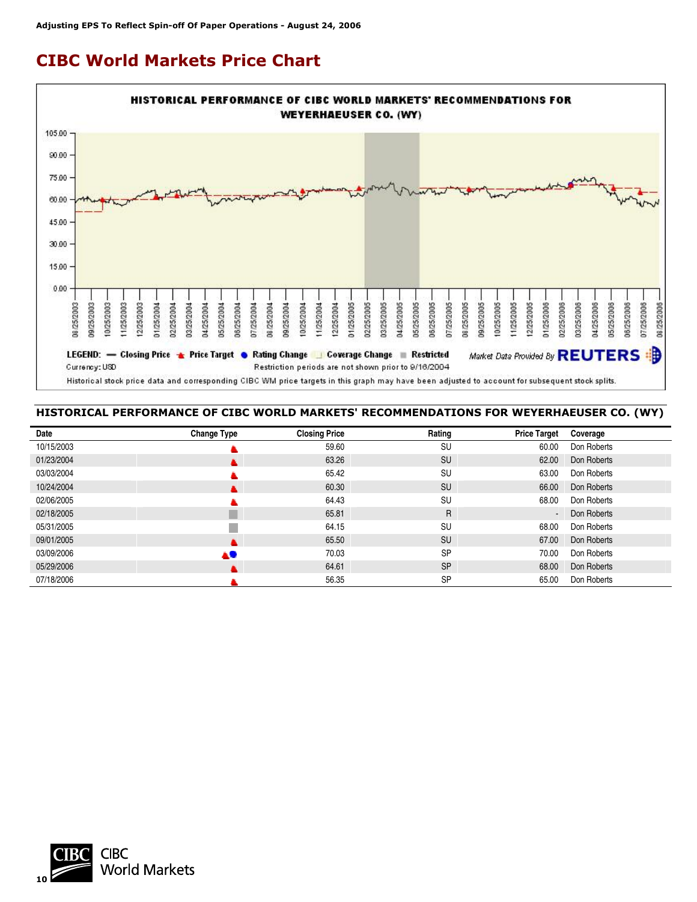## CIBC World Markets Price Chart

**HISTORICAL PERFORMANCE OF CIBC WORLD MARKETS' RECOMMENDATIONS FOR WEYERHAEUSER CO. (WY)**

LEGEND: — Closing Price ▲ Price Target ● Rating Change Coverage Change ■ Restricted

Currency: USD

Restriction periods are not shown prior to 9/16/2004

Market Data Provided By REUTERS

Historical stock price data and corresponding CIBC WM price targets in this graph may have been adjusted to account for subsequent stock splits.

### HISTORICAL PERFORMANCE OF CIBC WORLD MARKETS' RECOMMENDATIONS FOR WEYERHAEUSER CO. (WY)

| Date | Change Type | Closing Price | Rating | Price Target | Coverage |
|---|---|---|---|---|---|
| 10/15/2003 | ▲ | 59.60 | SU | 60.00 | Don Roberts |
| 01/23/2004 | ▲ | 63.26 | SU | 62.00 | Don Roberts |
| 03/03/2004 | ▲ | 65.42 | SU | 63.00 | Don Roberts |
| 10/24/2004 | ▲ | 60.30 | SU | 66.00 | Don Roberts |
| 02/06/2005 | ▲ | 64.43 | SU | 68.00 | Don Roberts |
| 02/18/2005 | ■ | 65.81 | R | - | Don Roberts |
| 05/31/2005 | ■ | 64.15 | SU | 68.00 | Don Roberts |
| 09/01/2005 | ▲ | 65.50 | SU | 67.00 | Don Roberts |
| 03/09/2006 | ▲● | 70.03 | SP | 70.00 | Don Roberts |
| 05/29/2006 | ▲ | 64.61 | SP | 68.00 | Don Roberts |
| 07/18/2006 | ▲ | 56.35 | SP | 65.00 | Don Roberts |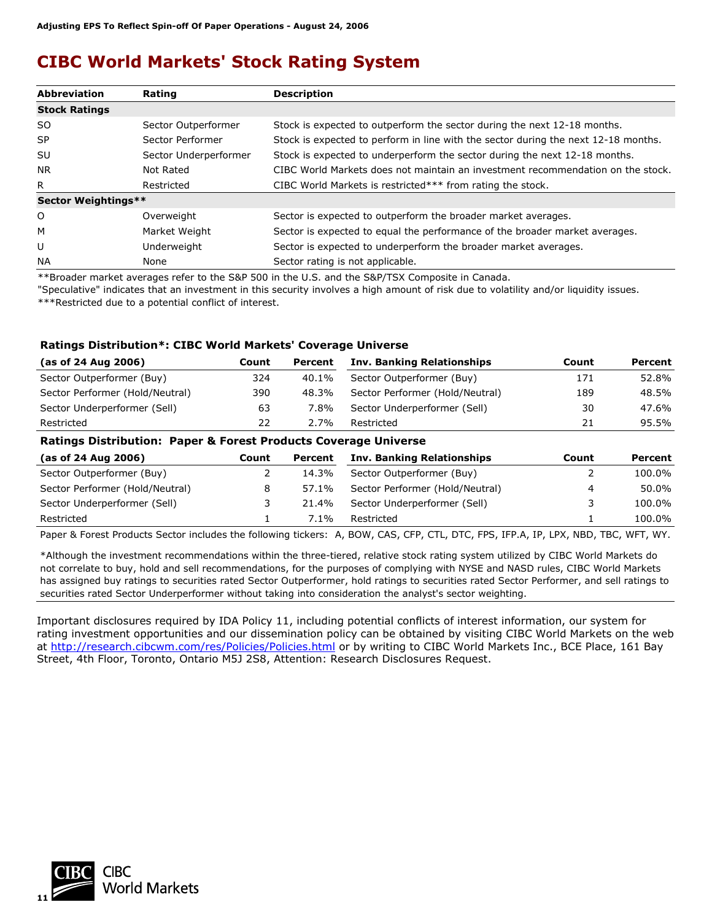# CIBC World Markets' Stock Rating System

| Abbreviation | Rating | Description |
| --- | --- | --- |
| **Stock Ratings** | | |
| SO | Sector Outperformer | Stock is expected to outperform the sector during the next 12-18 months. |
| SP | Sector Performer | Stock is expected to perform in line with the sector during the next 12-18 months. |
| SU | Sector Underperformer | Stock is expected to underperform the sector during the next 12-18 months. |
| NR | Not Rated | CIBC World Markets does not maintain an investment recommendation on the stock. |
| R | Restricted | CIBC World Markets is restricted*** from rating the stock. |
| **Sector Weightings**** | | |
| O | Overweight | Sector is expected to outperform the broader market averages. |
| M | Market Weight | Sector is expected to equal the performance of the broader market averages. |
| U | Underweight | Sector is expected to underperform the broader market averages. |
| NA | None | Sector rating is not applicable. |

**Broader market averages refer to the S&P 500 in the U.S. and the S&P/TSX Composite in Canada.
"Speculative" indicates that an investment in this security involves a high amount of risk due to volatility and/or liquidity issues.
***Restricted due to a potential conflict of interest.

### Ratings Distribution*: CIBC World Markets' Coverage Universe

| (as of 24 Aug 2006) | Count | Percent | Inv. Banking Relationships | Count | Percent |
| --- | --- | --- | --- | --- | --- |
| Sector Outperformer (Buy) | 324 | 40.1% | Sector Outperformer (Buy) | 171 | 52.8% |
| Sector Performer (Hold/Neutral) | 390 | 48.3% | Sector Performer (Hold/Neutral) | 189 | 48.5% |
| Sector Underperformer (Sell) | 63 | 7.8% | Sector Underperformer (Sell) | 30 | 47.6% |
| Restricted | 22 | 2.7% | Restricted | 21 | 95.5% |

### Ratings Distribution: Paper & Forest Products Coverage Universe

| (as of 24 Aug 2006) | Count | Percent | Inv. Banking Relationships | Count | Percent |
| --- | --- | --- | --- | --- | --- |
| Sector Outperformer (Buy) | 2 | 14.3% | Sector Outperformer (Buy) | 2 | 100.0% |
| Sector Performer (Hold/Neutral) | 8 | 57.1% | Sector Performer (Hold/Neutral) | 4 | 50.0% |
| Sector Underperformer (Sell) | 3 | 21.4% | Sector Underperformer (Sell) | 3 | 100.0% |
| Restricted | 1 | 7.1% | Restricted | 1 | 100.0% |

Paper & Forest Products Sector includes the following tickers: A, BOW, CAS, CFP, CTL, DTC, FPS, IFP.A, IP, LPX, NBD, TBC, WFT, WY.

*Although the investment recommendations within the three-tiered, relative stock rating system utilized by CIBC World Markets do not correlate to buy, hold and sell recommendations, for the purposes of complying with NYSE and NASD rules, CIBC World Markets has assigned buy ratings to securities rated Sector Outperformer, hold ratings to securities rated Sector Performer, and sell ratings to securities rated Sector Underperformer without taking into consideration the analyst's sector weighting.

Important disclosures required by IDA Policy 11, including potential conflicts of interest information, our system for rating investment opportunities and our dissemination policy can be obtained by visiting CIBC World Markets on the web at http://research.cibcwm.com/res/Policies/Policies.html or by writing to CIBC World Markets Inc., BCE Place, 161 Bay Street, 4th Floor, Toronto, Ontario M5J 2S8, Attention: Research Disclosures Request.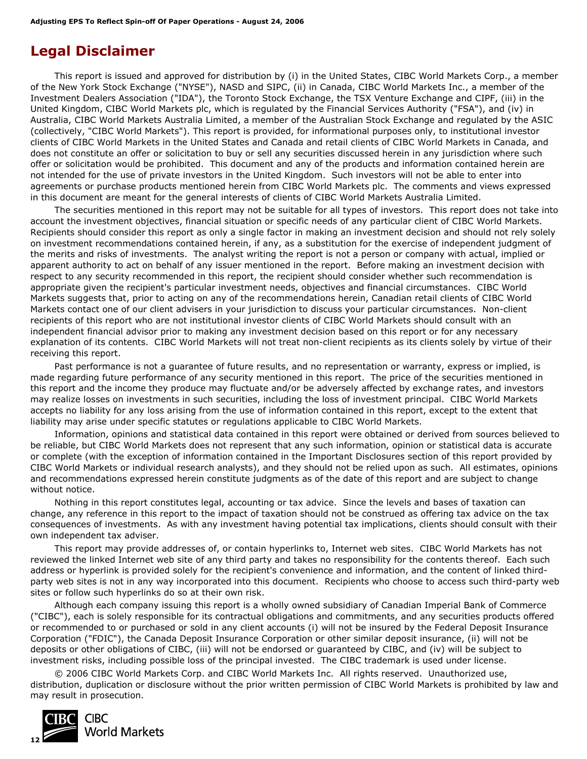# Legal Disclaimer

This report is issued and approved for distribution by (i) in the United States, CIBC World Markets Corp., a member of the New York Stock Exchange ("NYSE"), NASD and SIPC, (ii) in Canada, CIBC World Markets Inc., a member of the Investment Dealers Association ("IDA"), the Toronto Stock Exchange, the TSX Venture Exchange and CIPF, (iii) in the United Kingdom, CIBC World Markets plc, which is regulated by the Financial Services Authority ("FSA"), and (iv) in Australia, CIBC World Markets Australia Limited, a member of the Australian Stock Exchange and regulated by the ASIC (collectively, "CIBC World Markets"). This report is provided, for informational purposes only, to institutional investor clients of CIBC World Markets in the United States and Canada and retail clients of CIBC World Markets in Canada, and does not constitute an offer or solicitation to buy or sell any securities discussed herein in any jurisdiction where such offer or solicitation would be prohibited. This document and any of the products and information contained herein are not intended for the use of private investors in the United Kingdom. Such investors will not be able to enter into agreements or purchase products mentioned herein from CIBC World Markets plc. The comments and views expressed in this document are meant for the general interests of clients of CIBC World Markets Australia Limited.

The securities mentioned in this report may not be suitable for all types of investors. This report does not take into account the investment objectives, financial situation or specific needs of any particular client of CIBC World Markets. Recipients should consider this report as only a single factor in making an investment decision and should not rely solely on investment recommendations contained herein, if any, as a substitution for the exercise of independent judgment of the merits and risks of investments. The analyst writing the report is not a person or company with actual, implied or apparent authority to act on behalf of any issuer mentioned in the report. Before making an investment decision with respect to any security recommended in this report, the recipient should consider whether such recommendation is appropriate given the recipient's particular investment needs, objectives and financial circumstances. CIBC World Markets suggests that, prior to acting on any of the recommendations herein, Canadian retail clients of CIBC World Markets contact one of our client advisers in your jurisdiction to discuss your particular circumstances. Non-client recipients of this report who are not institutional investor clients of CIBC World Markets should consult with an independent financial advisor prior to making any investment decision based on this report or for any necessary explanation of its contents. CIBC World Markets will not treat non-client recipients as its clients solely by virtue of their receiving this report.

Past performance is not a guarantee of future results, and no representation or warranty, express or implied, is made regarding future performance of any security mentioned in this report. The price of the securities mentioned in this report and the income they produce may fluctuate and/or be adversely affected by exchange rates, and investors may realize losses on investments in such securities, including the loss of investment principal. CIBC World Markets accepts no liability for any loss arising from the use of information contained in this report, except to the extent that liability may arise under specific statutes or regulations applicable to CIBC World Markets.

Information, opinions and statistical data contained in this report were obtained or derived from sources believed to be reliable, but CIBC World Markets does not represent that any such information, opinion or statistical data is accurate or complete (with the exception of information contained in the Important Disclosures section of this report provided by CIBC World Markets or individual research analysts), and they should not be relied upon as such. All estimates, opinions and recommendations expressed herein constitute judgments as of the date of this report and are subject to change without notice.

Nothing in this report constitutes legal, accounting or tax advice. Since the levels and bases of taxation can change, any reference in this report to the impact of taxation should not be construed as offering tax advice on the tax consequences of investments. As with any investment having potential tax implications, clients should consult with their own independent tax adviser.

This report may provide addresses of, or contain hyperlinks to, Internet web sites. CIBC World Markets has not reviewed the linked Internet web site of any third party and takes no responsibility for the contents thereof. Each such address or hyperlink is provided solely for the recipient's convenience and information, and the content of linked third-party web sites is not in any way incorporated into this document. Recipients who choose to access such third-party web sites or follow such hyperlinks do so at their own risk.

Although each company issuing this report is a wholly owned subsidiary of Canadian Imperial Bank of Commerce ("CIBC"), each is solely responsible for its contractual obligations and commitments, and any securities products offered or recommended to or purchased or sold in any client accounts (i) will not be insured by the Federal Deposit Insurance Corporation ("FDIC"), the Canada Deposit Insurance Corporation or other similar deposit insurance, (ii) will not be deposits or other obligations of CIBC, (iii) will not be endorsed or guaranteed by CIBC, and (iv) will be subject to investment risks, including possible loss of the principal invested. The CIBC trademark is used under license.

© 2006 CIBC World Markets Corp. and CIBC World Markets Inc. All rights reserved. Unauthorized use, distribution, duplication or disclosure without the prior written permission of CIBC World Markets is prohibited by law and may result in prosecution.

CIBC World Markets